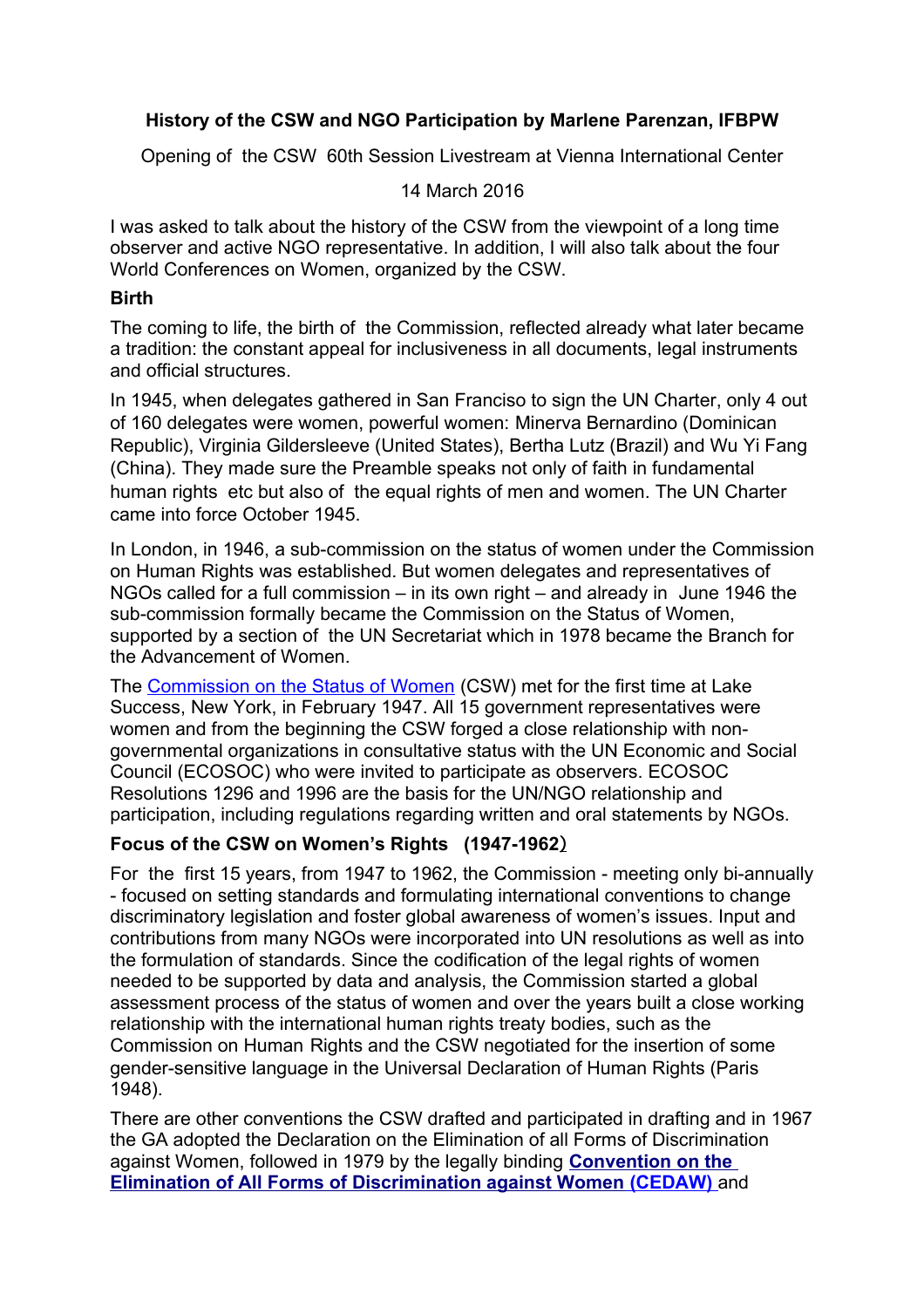**History of the CSW and NGO Participation by Marlene Parenzan, IFBPW**

Opening of the CSW 60th Session Livestream at Vienna International Center

14 March 2016

I was asked to talk about the history of the CSW from the viewpoint of a long time observer and active NGO representative. In addition, I will also talk about the four World Conferences on Women, organized by the CSW.

## Birth

The coming to life, the birth of the Commission, reflected already what later became a tradition: the constant appeal for inclusiveness in all documents, legal instruments and official structures.

In 1945, when delegates gathered in San Franciso to sign the UN Charter, only 4 out of 160 delegates were women, powerful women: Minerva Bernardino (Dominican Republic), Virginia Gildersleeve (United States), Bertha Lutz (Brazil) and Wu Yi Fang (China). They made sure the Preamble speaks not only of faith in fundamental human rights etc but also of the equal rights of men and women. The UN Charter came into force October 1945.

In London, in 1946, a sub-commission on the status of women under the Commission on Human Rights was established. But women delegates and representatives of NGOs called for a full commission – in its own right – and already in June 1946 the sub-commission formally became the Commission on the Status of Women, supported by a section of the UN Secretariat which in 1978 became the Branch for the Advancement of Women.

The Commission on the Status of Women (CSW) met for the first time at Lake Success, New York, in February 1947. All 15 government representatives were women and from the beginning the CSW forged a close relationship with non-governmental organizations in consultative status with the UN Economic and Social Council (ECOSOC) who were invited to participate as observers. ECOSOC Resolutions 1296 and 1996 are the basis for the UN/NGO relationship and participation, including regulations regarding written and oral statements by NGOs.

## Focus of the CSW on Women's Rights (1947-1962)

For the first 15 years, from 1947 to 1962, the Commission - meeting only bi-annually - focused on setting standards and formulating international conventions to change discriminatory legislation and foster global awareness of women's issues. Input and contributions from many NGOs were incorporated into UN resolutions as well as into the formulation of standards. Since the codification of the legal rights of women needed to be supported by data and analysis, the Commission started a global assessment process of the status of women and over the years built a close working relationship with the international human rights treaty bodies, such as the Commission on Human Rights and the CSW negotiated for the insertion of some gender-sensitive language in the Universal Declaration of Human Rights (Paris 1948).

There are other conventions the CSW drafted and participated in drafting and in 1967 the GA adopted the Declaration on the Elimination of all Forms of Discrimination against Women, followed in 1979 by the legally binding **Convention on the Elimination of All Forms of Discrimination against Women (CEDAW)** and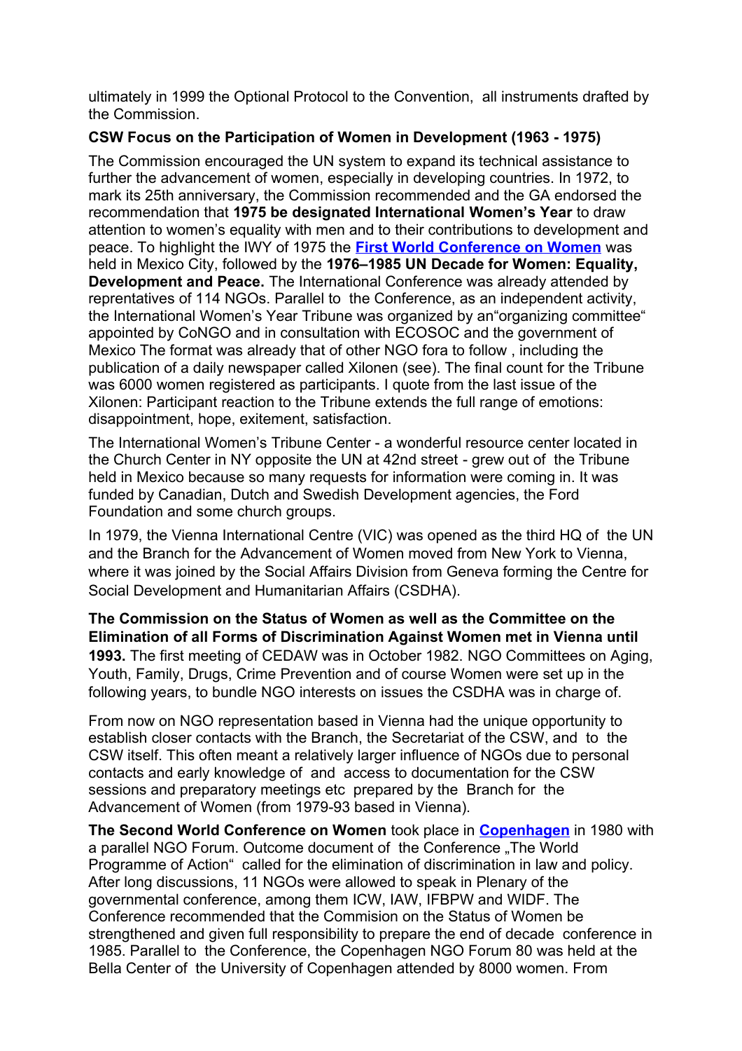ultimately in 1999 the Optional Protocol to the Convention, all instruments drafted by the Commission.

**CSW Focus on the Participation of Women in Development (1963 - 1975)**

The Commission encouraged the UN system to expand its technical assistance to further the advancement of women, especially in developing countries. In 1972, to mark its 25th anniversary, the Commission recommended and the GA endorsed the recommendation that **1975 be designated International Women's Year** to draw attention to women's equality with men and to their contributions to development and peace. To highlight the IWY of 1975 the **First World Conference on Women** was held in Mexico City, followed by the **1976–1985 UN Decade for Women: Equality, Development and Peace.** The International Conference was already attended by reprentatives of 114 NGOs. Parallel to the Conference, as an independent activity, the International Women's Year Tribune was organized by an"organizing committee" appointed by CoNGO and in consultation with ECOSOC and the government of Mexico The format was already that of other NGO fora to follow , including the publication of a daily newspaper called Xilonen (see). The final count for the Tribune was 6000 women registered as participants. I quote from the last issue of the Xilonen: Participant reaction to the Tribune extends the full range of emotions: disappointment, hope, exitement, satisfaction.

The International Women's Tribune Center - a wonderful resource center located in the Church Center in NY opposite the UN at 42nd street - grew out of the Tribune held in Mexico because so many requests for information were coming in. It was funded by Canadian, Dutch and Swedish Development agencies, the Ford Foundation and some church groups.

In 1979, the Vienna International Centre (VIC) was opened as the third HQ of the UN and the Branch for the Advancement of Women moved from New York to Vienna, where it was joined by the Social Affairs Division from Geneva forming the Centre for Social Development and Humanitarian Affairs (CSDHA).

**The Commission on the Status of Women as well as the Committee on the Elimination of all Forms of Discrimination Against Women met in Vienna until 1993.** The first meeting of CEDAW was in October 1982. NGO Committees on Aging, Youth, Family, Drugs, Crime Prevention and of course Women were set up in the following years, to bundle NGO interests on issues the CSDHA was in charge of.

From now on NGO representation based in Vienna had the unique opportunity to establish closer contacts with the Branch, the Secretariat of the CSW, and to the CSW itself. This often meant a relatively larger influence of NGOs due to personal contacts and early knowledge of and access to documentation for the CSW sessions and preparatory meetings etc prepared by the Branch for the Advancement of Women (from 1979-93 based in Vienna).

**The Second World Conference on Women** took place in **Copenhagen** in 1980 with a parallel NGO Forum. Outcome document of the Conference „The World Programme of Action" called for the elimination of discrimination in law and policy. After long discussions, 11 NGOs were allowed to speak in Plenary of the governmental conference, among them ICW, IAW, IFBPW and WIDF. The Conference recommended that the Commision on the Status of Women be strengthened and given full responsibility to prepare the end of decade conference in 1985. Parallel to the Conference, the Copenhagen NGO Forum 80 was held at the Bella Center of the University of Copenhagen attended by 8000 women. From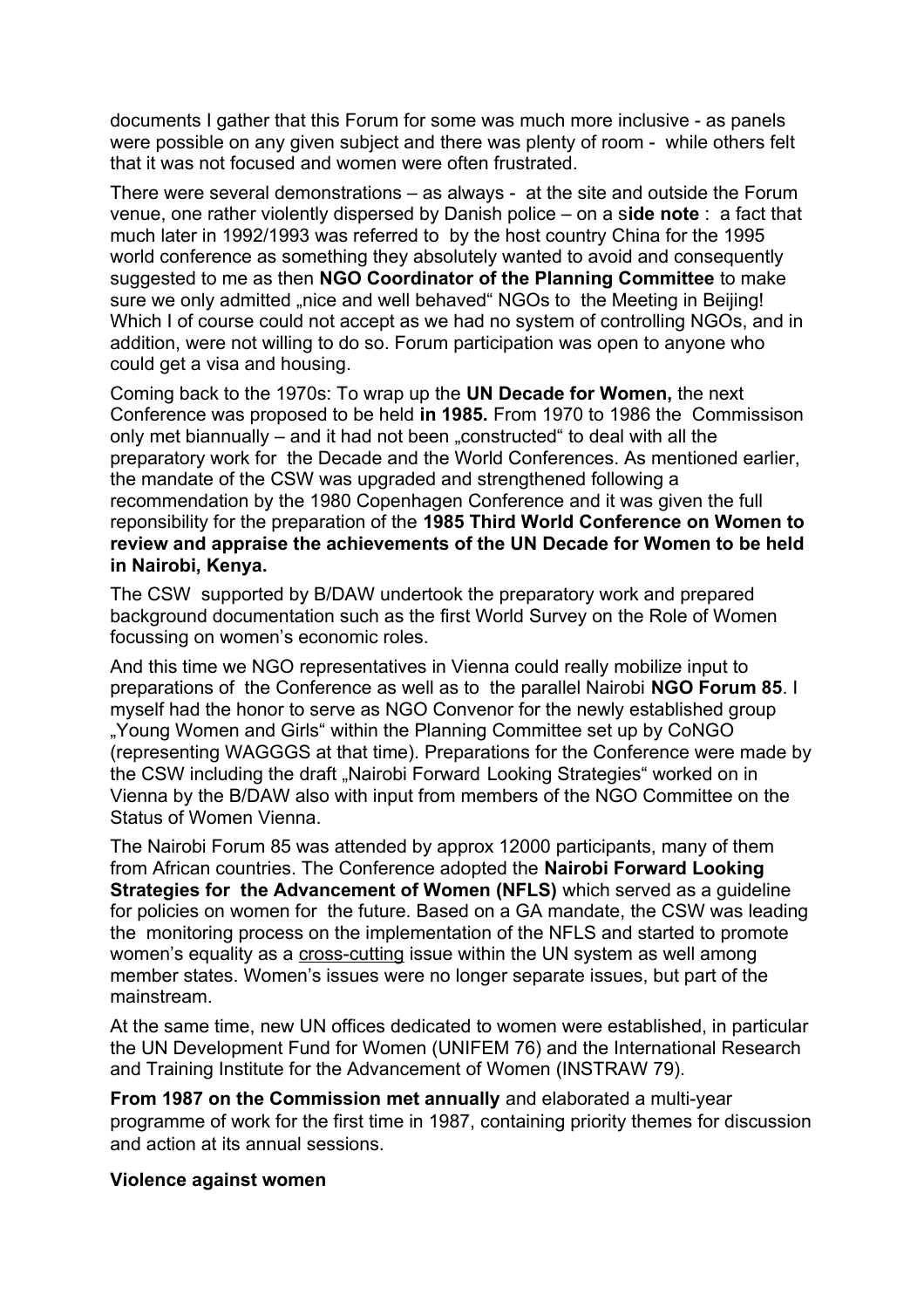documents I gather that this Forum for some was much more inclusive - as panels were possible on any given subject and there was plenty of room - while others felt that it was not focused and women were often frustrated.

There were several demonstrations – as always - at the site and outside the Forum venue, one rather violently dispersed by Danish police – on a s**ide note** : a fact that much later in 1992/1993 was referred to by the host country China for the 1995 world conference as something they absolutely wanted to avoid and consequently suggested to me as then **NGO Coordinator of the Planning Committee** to make sure we only admitted „nice and well behaved" NGOs to the Meeting in Beijing! Which I of course could not accept as we had no system of controlling NGOs, and in addition, were not willing to do so. Forum participation was open to anyone who could get a visa and housing.

Coming back to the 1970s: To wrap up the **UN Decade for Women,** the next Conference was proposed to be held **in 1985.** From 1970 to 1986 the Commissison only met biannually – and it had not been „constructed" to deal with all the preparatory work for the Decade and the World Conferences. As mentioned earlier, the mandate of the CSW was upgraded and strengthened following a recommendation by the 1980 Copenhagen Conference and it was given the full reponsibility for the preparation of the **1985 Third World Conference on Women to review and appraise the achievements of the UN Decade for Women to be held in Nairobi, Kenya.**

The CSW supported by B/DAW undertook the preparatory work and prepared background documentation such as the first World Survey on the Role of Women focussing on women's economic roles.

And this time we NGO representatives in Vienna could really mobilize input to preparations of the Conference as well as to the parallel Nairobi **NGO Forum 85**. I myself had the honor to serve as NGO Convenor for the newly established group „Young Women and Girls" within the Planning Committee set up by CoNGO (representing WAGGGS at that time). Preparations for the Conference were made by the CSW including the draft „Nairobi Forward Looking Strategies" worked on in Vienna by the B/DAW also with input from members of the NGO Committee on the Status of Women Vienna.

The Nairobi Forum 85 was attended by approx 12000 participants, many of them from African countries. The Conference adopted the **Nairobi Forward Looking Strategies for the Advancement of Women (NFLS)** which served as a guideline for policies on women for the future. Based on a GA mandate, the CSW was leading the monitoring process on the implementation of the NFLS and started to promote women's equality as a cross-cutting issue within the UN system as well among member states. Women's issues were no longer separate issues, but part of the mainstream.

At the same time, new UN offices dedicated to women were established, in particular the UN Development Fund for Women (UNIFEM 76) and the International Research and Training Institute for the Advancement of Women (INSTRAW 79).

**From 1987 on the Commission met annually** and elaborated a multi-year programme of work for the first time in 1987, containing priority themes for discussion and action at its annual sessions.

**Violence against women**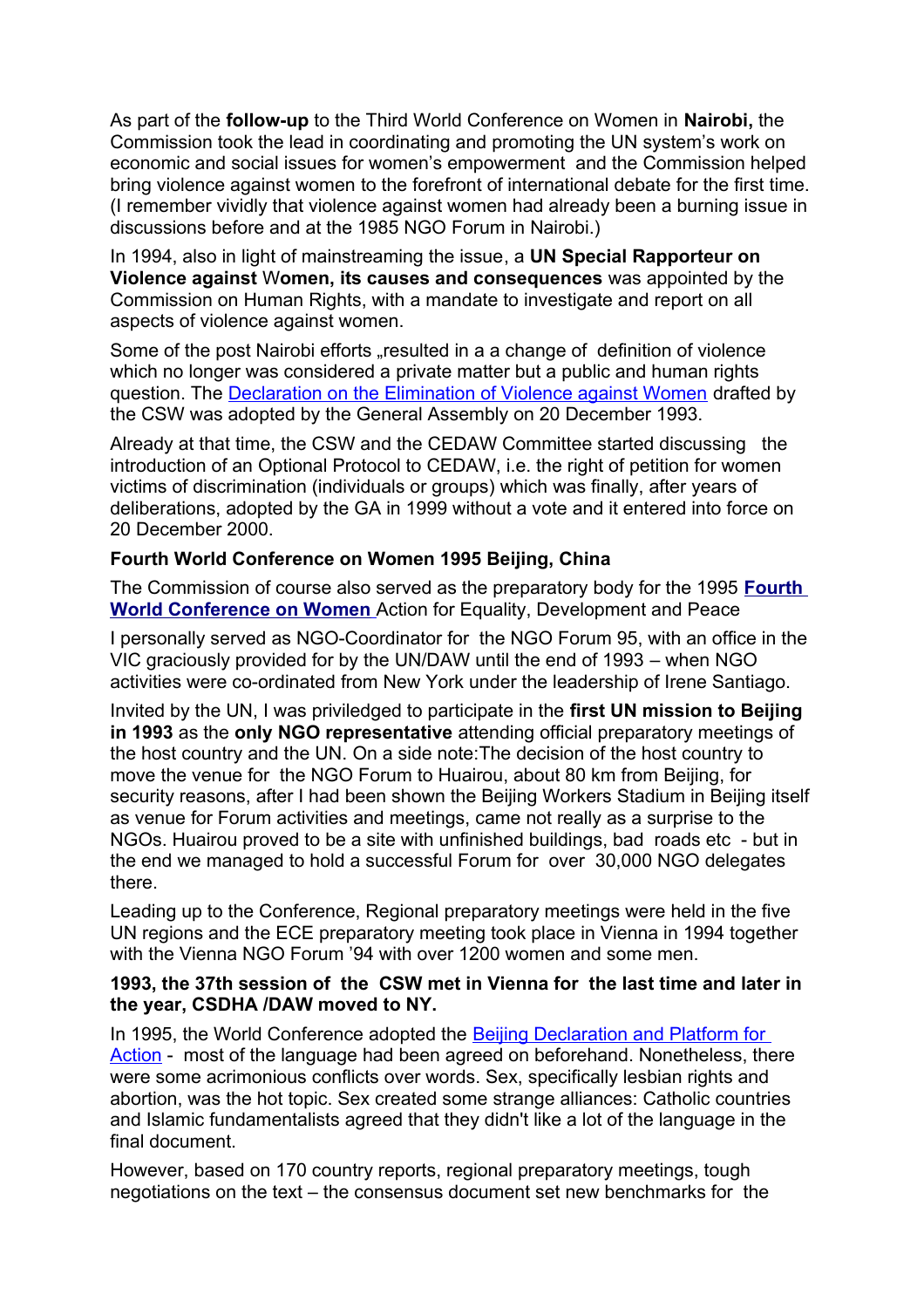As part of the **follow-up** to the Third World Conference on Women in **Nairobi,** the Commission took the lead in coordinating and promoting the UN system's work on economic and social issues for women's empowerment and the Commission helped bring violence against women to the forefront of international debate for the first time. (I remember vividly that violence against women had already been a burning issue in discussions before and at the 1985 NGO Forum in Nairobi.)

In 1994, also in light of mainstreaming the issue, a **UN Special Rapporteur on Violence against** W**omen, its causes and consequences** was appointed by the Commission on Human Rights, with a mandate to investigate and report on all aspects of violence against women.

Some of the post Nairobi efforts „resulted in a a change of definition of violence which no longer was considered a private matter but a public and human rights question. The [Declaration on the Elimination of Violence against Women](#) drafted by the CSW was adopted by the General Assembly on 20 December 1993.

Already at that time, the CSW and the CEDAW Committee started discussing the introduction of an Optional Protocol to CEDAW, i.e. the right of petition for women victims of discrimination (individuals or groups) which was finally, after years of deliberations, adopted by the GA in 1999 without a vote and it entered into force on 20 December 2000.

**Fourth World Conference on Women 1995 Beijing, China**

The Commission of course also served as the preparatory body for the 1995 **[Fourth World Conference on Women](#)** Action for Equality, Development and Peace

I personally served as NGO-Coordinator for the NGO Forum 95, with an office in the VIC graciously provided for by the UN/DAW until the end of 1993 – when NGO activities were co-ordinated from New York under the leadership of Irene Santiago.

Invited by the UN, I was priviledged to participate in the **first UN mission to Beijing in 1993** as the **only NGO representative** attending official preparatory meetings of the host country and the UN. On a side note:The decision of the host country to move the venue for the NGO Forum to Huairou, about 80 km from Beijing, for security reasons, after I had been shown the Beijing Workers Stadium in Beijing itself as venue for Forum activities and meetings, came not really as a surprise to the NGOs. Huairou proved to be a site with unfinished buildings, bad roads etc - but in the end we managed to hold a successful Forum for over 30,000 NGO delegates there.

Leading up to the Conference, Regional preparatory meetings were held in the five UN regions and the ECE preparatory meeting took place in Vienna in 1994 together with the Vienna NGO Forum '94 with over 1200 women and some men.

**1993, the 37th session of the CSW met in Vienna for the last time and later in the year, CSDHA /DAW moved to NY.**

In 1995, the World Conference adopted the [Beijing Declaration and Platform for Action](#) - most of the language had been agreed on beforehand. Nonetheless, there were some acrimonious conflicts over words. Sex, specifically lesbian rights and abortion, was the hot topic. Sex created some strange alliances: Catholic countries and Islamic fundamentalists agreed that they didn't like a lot of the language in the final document.

However, based on 170 country reports, regional preparatory meetings, tough negotiations on the text – the consensus document set new benchmarks for the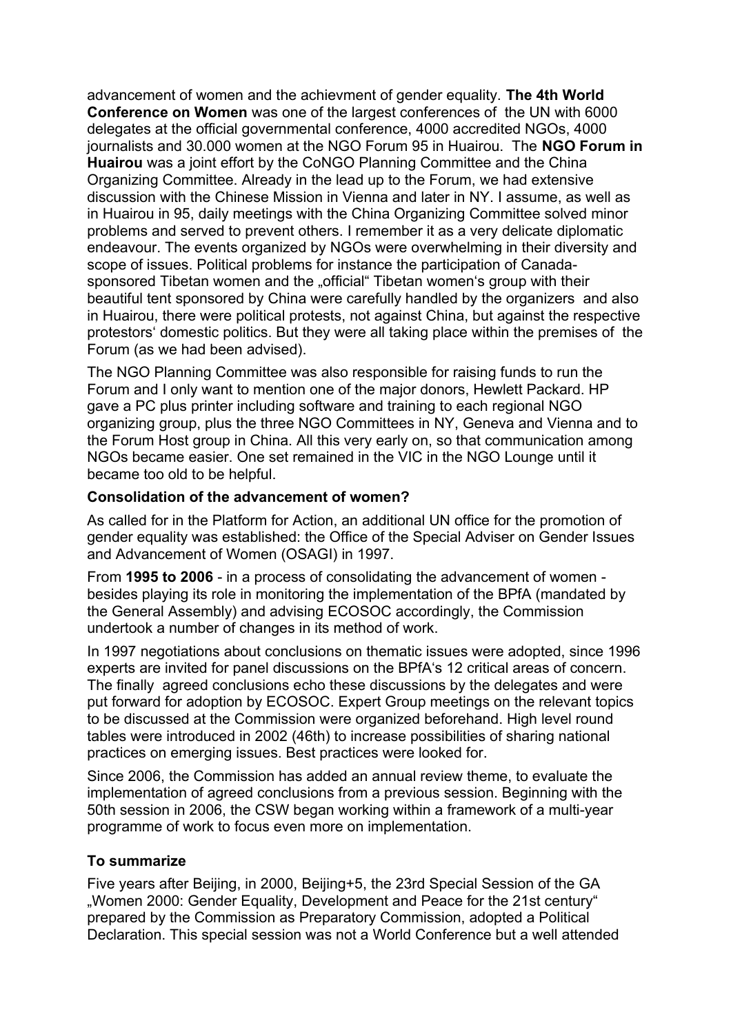advancement of women and the achievment of gender equality. **The 4th World Conference on Women** was one of the largest conferences of the UN with 6000 delegates at the official governmental conference, 4000 accredited NGOs, 4000 journalists and 30.000 women at the NGO Forum 95 in Huairou. The **NGO Forum in Huairou** was a joint effort by the CoNGO Planning Committee and the China Organizing Committee. Already in the lead up to the Forum, we had extensive discussion with the Chinese Mission in Vienna and later in NY. I assume, as well as in Huairou in 95, daily meetings with the China Organizing Committee solved minor problems and served to prevent others. I remember it as a very delicate diplomatic endeavour. The events organized by NGOs were overwhelming in their diversity and scope of issues. Political problems for instance the participation of Canada-sponsored Tibetan women and the „official" Tibetan women's group with their beautiful tent sponsored by China were carefully handled by the organizers and also in Huairou, there were political protests, not against China, but against the respective protestors' domestic politics. But they were all taking place within the premises of the Forum (as we had been advised).

The NGO Planning Committee was also responsible for raising funds to run the Forum and I only want to mention one of the major donors, Hewlett Packard. HP gave a PC plus printer including software and training to each regional NGO organizing group, plus the three NGO Committees in NY, Geneva and Vienna and to the Forum Host group in China. All this very early on, so that communication among NGOs became easier. One set remained in the VIC in the NGO Lounge until it became too old to be helpful.

**Consolidation of the advancement of women?**

As called for in the Platform for Action, an additional UN office for the promotion of gender equality was established: the Office of the Special Adviser on Gender Issues and Advancement of Women (OSAGI) in 1997.

From **1995 to 2006** - in a process of consolidating the advancement of women - besides playing its role in monitoring the implementation of the BPfA (mandated by the General Assembly) and advising ECOSOC accordingly, the Commission undertook a number of changes in its method of work.

In 1997 negotiations about conclusions on thematic issues were adopted, since 1996 experts are invited for panel discussions on the BPfA's 12 critical areas of concern. The finally agreed conclusions echo these discussions by the delegates and were put forward for adoption by ECOSOC. Expert Group meetings on the relevant topics to be discussed at the Commission were organized beforehand. High level round tables were introduced in 2002 (46th) to increase possibilities of sharing national practices on emerging issues. Best practices were looked for.

Since 2006, the Commission has added an annual review theme, to evaluate the implementation of agreed conclusions from a previous session. Beginning with the 50th session in 2006, the CSW began working within a framework of a multi-year programme of work to focus even more on implementation.

**To summarize**

Five years after Beijing, in 2000, Beijing+5, the 23rd Special Session of the GA „Women 2000: Gender Equality, Development and Peace for the 21st century" prepared by the Commission as Preparatory Commission, adopted a Political Declaration. This special session was not a World Conference but a well attended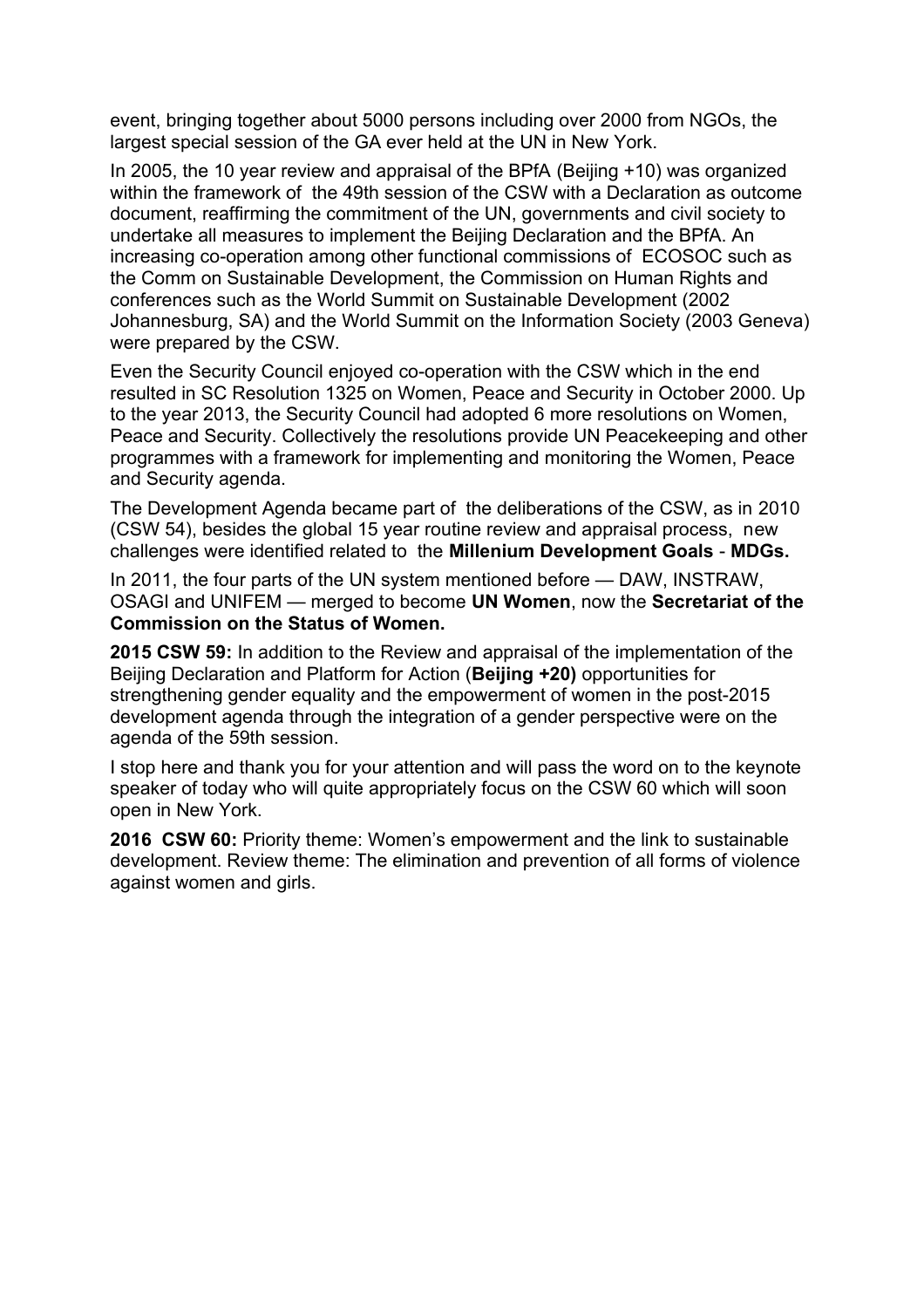event, bringing together about 5000 persons including over 2000 from NGOs, the largest special session of the GA ever held at the UN in New York.

In 2005, the 10 year review and appraisal of the BPfA (Beijing +10) was organized within the framework of the 49th session of the CSW with a Declaration as outcome document, reaffirming the commitment of the UN, governments and civil society to undertake all measures to implement the Beijing Declaration and the BPfA. An increasing co-operation among other functional commissions of ECOSOC such as the Comm on Sustainable Development, the Commission on Human Rights and conferences such as the World Summit on Sustainable Development (2002 Johannesburg, SA) and the World Summit on the Information Society (2003 Geneva) were prepared by the CSW.

Even the Security Council enjoyed co-operation with the CSW which in the end resulted in SC Resolution 1325 on Women, Peace and Security in October 2000. Up to the year 2013, the Security Council had adopted 6 more resolutions on Women, Peace and Security. Collectively the resolutions provide UN Peacekeeping and other programmes with a framework for implementing and monitoring the Women, Peace and Security agenda.

The Development Agenda became part of the deliberations of the CSW, as in 2010 (CSW 54), besides the global 15 year routine review and appraisal process, new challenges were identified related to the **Millenium Development Goals** - **MDGs.**

In 2011, the four parts of the UN system mentioned before — DAW, INSTRAW, OSAGI and UNIFEM — merged to become **UN Women**, now the **Secretariat of the Commission on the Status of Women.**

**2015 CSW 59:** In addition to the Review and appraisal of the implementation of the Beijing Declaration and Platform for Action (**Beijing +20)** opportunities for strengthening gender equality and the empowerment of women in the post-2015 development agenda through the integration of a gender perspective were on the agenda of the 59th session.

I stop here and thank you for your attention and will pass the word on to the keynote speaker of today who will quite appropriately focus on the CSW 60 which will soon open in New York.

**2016 CSW 60:** Priority theme: Women's empowerment and the link to sustainable development. Review theme: The elimination and prevention of all forms of violence against women and girls.